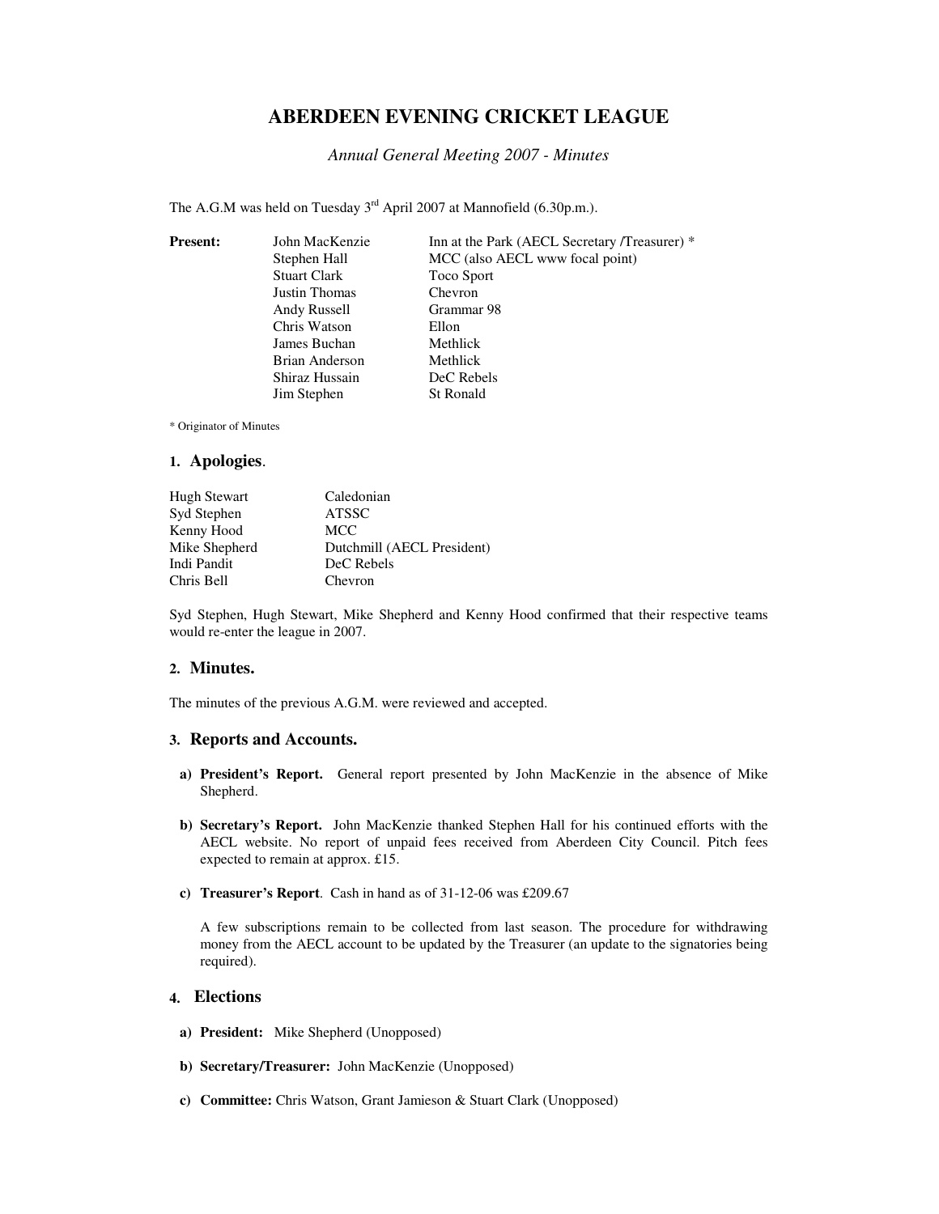# ABERDEEN EVENING CRICKET LEAGUE

*Annual General Meeting 2007 - Minutes*

The A.G.M was held on Tuesday 3rd April 2007 at Mannofield (6.30p.m.).

| **Present:** | | |
|---|---|---|
| | John MacKenzie | Inn at the Park (AECL Secretary /Treasurer) * |
| | Stephen Hall | MCC (also AECL www focal point) |
| | Stuart Clark | Toco Sport |
| | Justin Thomas | Chevron |
| | Andy Russell | Grammar 98 |
| | Chris Watson | Ellon |
| | James Buchan | Methlick |
| | Brian Anderson | Methlick |
| | Shiraz Hussain | DeC Rebels |
| | Jim Stephen | St Ronald |

\* Originator of Minutes

## 1. Apologies.

| | |
|---|---|
| Hugh Stewart | Caledonian |
| Syd Stephen | ATSSC |
| Kenny Hood | MCC |
| Mike Shepherd | Dutchmill (AECL President) |
| Indi Pandit | DeC Rebels |
| Chris Bell | Chevron |

Syd Stephen, Hugh Stewart, Mike Shepherd and Kenny Hood confirmed that their respective teams would re-enter the league in 2007.

## 2. Minutes.

The minutes of the previous A.G.M. were reviewed and accepted.

## 3. Reports and Accounts.

a) **President's Report.** General report presented by John MacKenzie in the absence of Mike Shepherd.

b) **Secretary's Report.** John MacKenzie thanked Stephen Hall for his continued efforts with the AECL website. No report of unpaid fees received from Aberdeen City Council. Pitch fees expected to remain at approx. £15.

c) **Treasurer's Report**. Cash in hand as of 31-12-06 was £209.67

A few subscriptions remain to be collected from last season. The procedure for withdrawing money from the AECL account to be updated by the Treasurer (an update to the signatories being required).

## 4. Elections

a) **President:** Mike Shepherd (Unopposed)

b) **Secretary/Treasurer:** John MacKenzie (Unopposed)

c) **Committee:** Chris Watson, Grant Jamieson & Stuart Clark (Unopposed)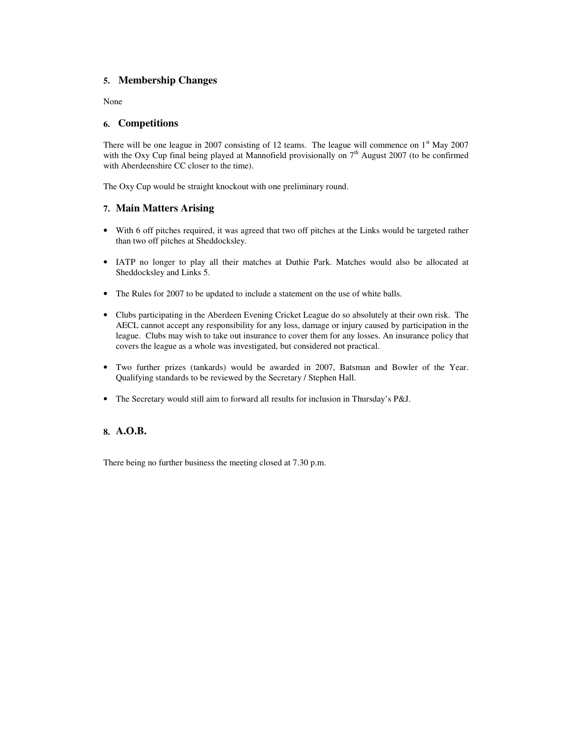## 5. Membership Changes

None

## 6. Competitions

There will be one league in 2007 consisting of 12 teams. The league will commence on 1st May 2007 with the Oxy Cup final being played at Mannofield provisionally on 7th August 2007 (to be confirmed with Aberdeenshire CC closer to the time).

The Oxy Cup would be straight knockout with one preliminary round.

## 7. Main Matters Arising

- With 6 off pitches required, it was agreed that two off pitches at the Links would be targeted rather than two off pitches at Sheddocksley.
- IATP no longer to play all their matches at Duthie Park. Matches would also be allocated at Sheddocksley and Links 5.
- The Rules for 2007 to be updated to include a statement on the use of white balls.
- Clubs participating in the Aberdeen Evening Cricket League do so absolutely at their own risk. The AECL cannot accept any responsibility for any loss, damage or injury caused by participation in the league. Clubs may wish to take out insurance to cover them for any losses. An insurance policy that covers the league as a whole was investigated, but considered not practical.
- Two further prizes (tankards) would be awarded in 2007, Batsman and Bowler of the Year. Qualifying standards to be reviewed by the Secretary / Stephen Hall.
- The Secretary would still aim to forward all results for inclusion in Thursday's P&J.

## 8. A.O.B.

There being no further business the meeting closed at 7.30 p.m.